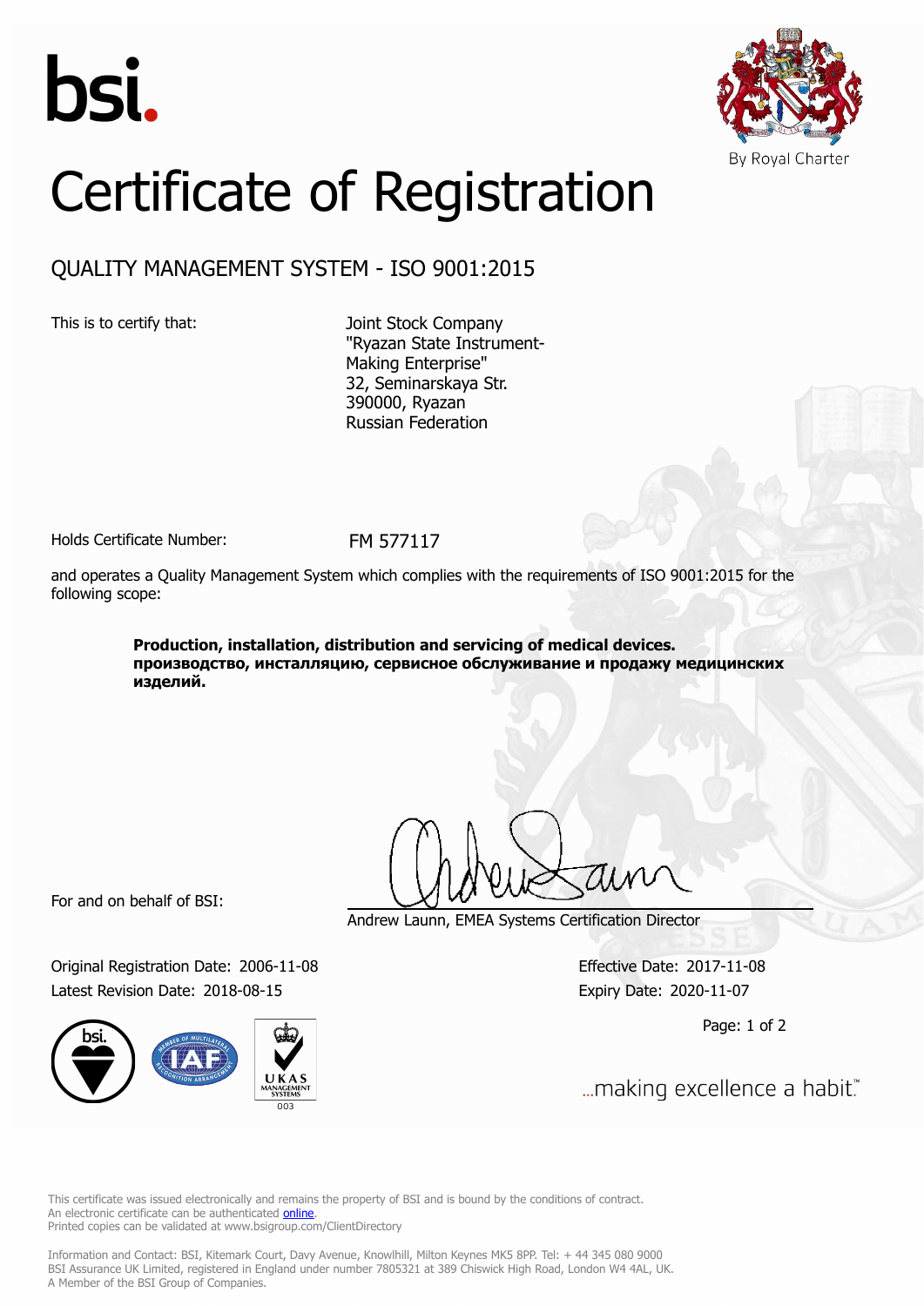bsi.

By Royal Charter

# Certificate of Registration

## QUALITY MANAGEMENT SYSTEM - ISO 9001:2015

This is to certify that:

Joint Stock Company
"Ryazan State Instrument-Making Enterprise"
32, Seminarskaya Str.
390000, Ryazan
Russian Federation

Holds Certificate Number: FM 577117

and operates a Quality Management System which complies with the requirements of ISO 9001:2015 for the following scope:

**Production, installation, distribution and servicing of medical devices.**
**производство, инсталляцию, сервисное обслуживание и продажу медицинских изделий.**

For and on behalf of BSI:

Andrew Launn, EMEA Systems Certification Director

Original Registration Date: 2006-11-08

Latest Revision Date: 2018-08-15

Effective Date: 2017-11-08

Expiry Date: 2020-11-07

...making excellence a habit.™

This certificate was issued electronically and remains the property of BSI and is bound by the conditions of contract.
An electronic certificate can be authenticated online.
Printed copies can be validated at www.bsigroup.com/ClientDirectory

Information and Contact: BSI, Kitemark Court, Davy Avenue, Knowlhill, Milton Keynes MK5 8PP. Tel: + 44 345 080 9000
BSI Assurance UK Limited, registered in England under number 7805321 at 389 Chiswick High Road, London W4 4AL, UK.
A Member of the BSI Group of Companies.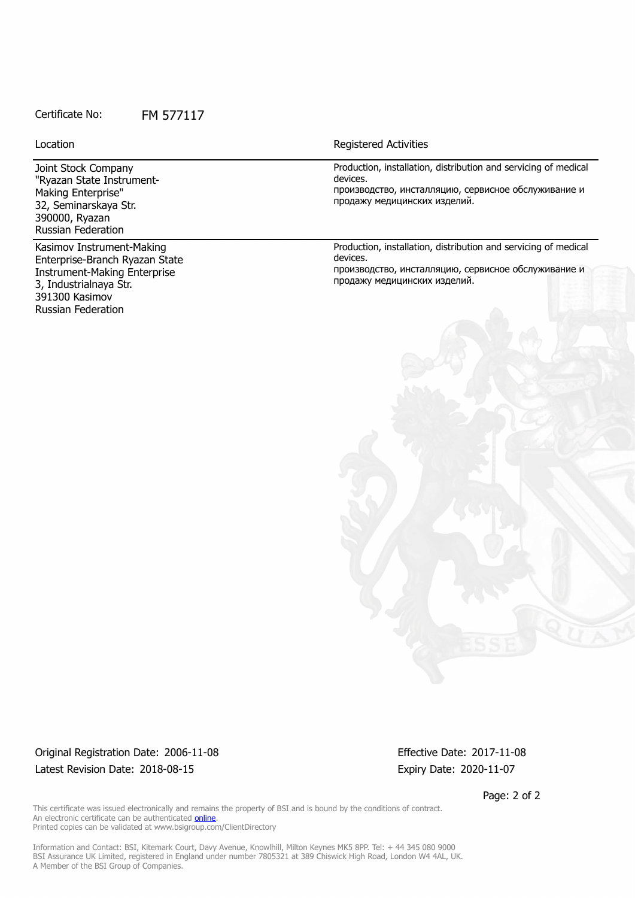Certificate No: FM 577117

| Location | Registered Activities |
| --- | --- |
| Joint Stock Company "Ryazan State Instrument-Making Enterprise" 32, Seminarskaya Str. 390000, Ryazan Russian Federation | Production, installation, distribution and servicing of medical devices. производство, инсталляцию, сервисное обслуживание и продажу медицинских изделий. |
| Kasimov Instrument-Making Enterprise-Branch Ryazan State Instrument-Making Enterprise 3, Industrialnaya Str. 391300 Kasimov Russian Federation | Production, installation, distribution and servicing of medical devices. производство, инсталляцию, сервисное обслуживание и продажу медицинских изделий. |

Original Registration Date: 2006-11-08

Latest Revision Date: 2018-08-15

Effective Date: 2017-11-08

Expiry Date: 2020-11-07

This certificate was issued electronically and remains the property of BSI and is bound by the conditions of contract.
An electronic certificate can be authenticated online.
Printed copies can be validated at www.bsigroup.com/ClientDirectory

Information and Contact: BSI, Kitemark Court, Davy Avenue, Knowlhill, Milton Keynes MK5 8PP. Tel: + 44 345 080 9000
BSI Assurance UK Limited, registered in England under number 7805321 at 389 Chiswick High Road, London W4 4AL, UK.
A Member of the BSI Group of Companies.